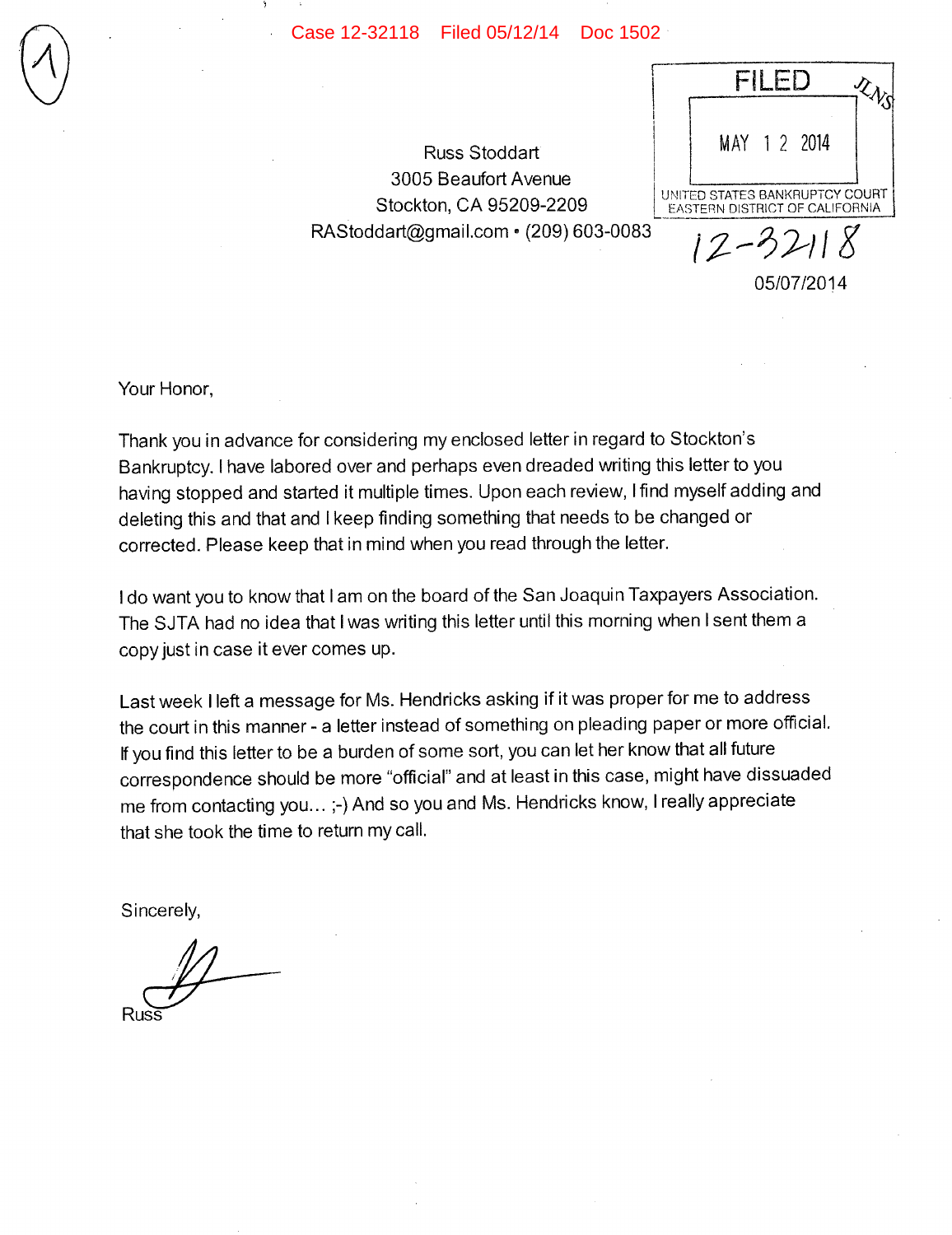Case 12-32118 Filed 05/12/14 Doc 1502

(1)

Russ Stoddart
3005 Beaufort Avenue
Stockton, CA 95209-2209
RAStoddart@gmail.com • (209) 603-0083

FILED

MAY 12 2014

UNITED STATES BANKRUPTCY COURT
EASTERN DISTRICT OF CALIFORNIA

12-32118

05/07/2014

Your Honor,

Thank you in advance for considering my enclosed letter in regard to Stockton's Bankruptcy. I have labored over and perhaps even dreaded writing this letter to you having stopped and started it multiple times. Upon each review, I find myself adding and deleting this and that and I keep finding something that needs to be changed or corrected. Please keep that in mind when you read through the letter.

I do want you to know that I am on the board of the San Joaquin Taxpayers Association. The SJTA had no idea that I was writing this letter until this morning when I sent them a copy just in case it ever comes up.

Last week I left a message for Ms. Hendricks asking if it was proper for me to address the court in this manner - a letter instead of something on pleading paper or more official. If you find this letter to be a burden of some sort, you can let her know that all future correspondence should be more "official" and at least in this case, might have dissuaded me from contacting you… ;-) And so you and Ms. Hendricks know, I really appreciate that she took the time to return my call.

Sincerely,

Russ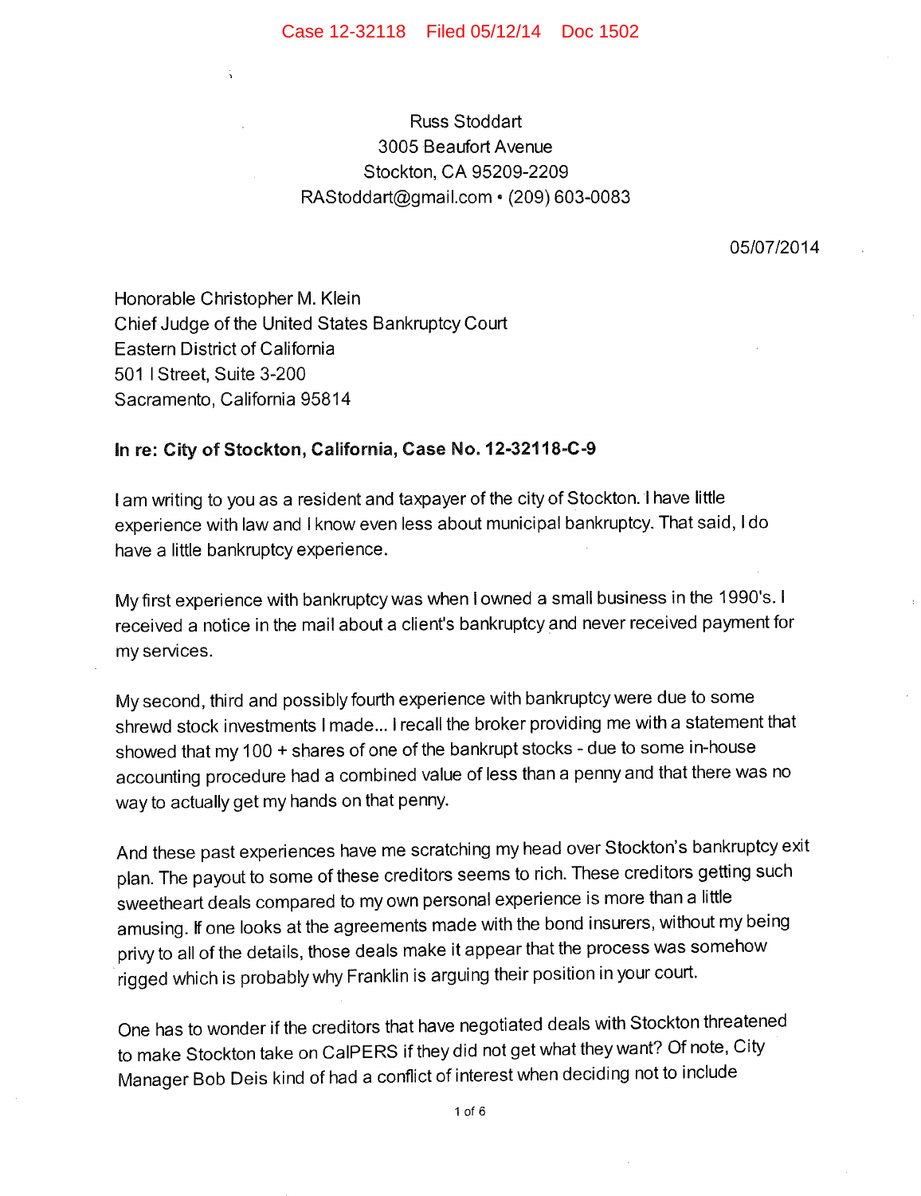Russ Stoddart
3005 Beaufort Avenue
Stockton, CA 95209-2209
RAStoddart@gmail.com • (209) 603-0083

05/07/2014

Honorable Christopher M. Klein
Chief Judge of the United States Bankruptcy Court
Eastern District of California
501 I Street, Suite 3-200
Sacramento, California 95814

**In re: City of Stockton, California, Case No. 12-32118-C-9**

I am writing to you as a resident and taxpayer of the city of Stockton. I have little experience with law and I know even less about municipal bankruptcy. That said, I do have a little bankruptcy experience.

My first experience with bankruptcy was when I owned a small business in the 1990's. I received a notice in the mail about a client's bankruptcy and never received payment for my services.

My second, third and possibly fourth experience with bankruptcy were due to some shrewd stock investments I made... I recall the broker providing me with a statement that showed that my 100 + shares of one of the bankrupt stocks - due to some in-house accounting procedure had a combined value of less than a penny and that there was no way to actually get my hands on that penny.

And these past experiences have me scratching my head over Stockton's bankruptcy exit plan. The payout to some of these creditors seems to rich. These creditors getting such sweetheart deals compared to my own personal experience is more than a little amusing. If one looks at the agreements made with the bond insurers, without my being privy to all of the details, those deals make it appear that the process was somehow rigged which is probably why Franklin is arguing their position in your court.

One has to wonder if the creditors that have negotiated deals with Stockton threatened to make Stockton take on CalPERS if they did not get what they want? Of note, City Manager Bob Deis kind of had a conflict of interest when deciding not to include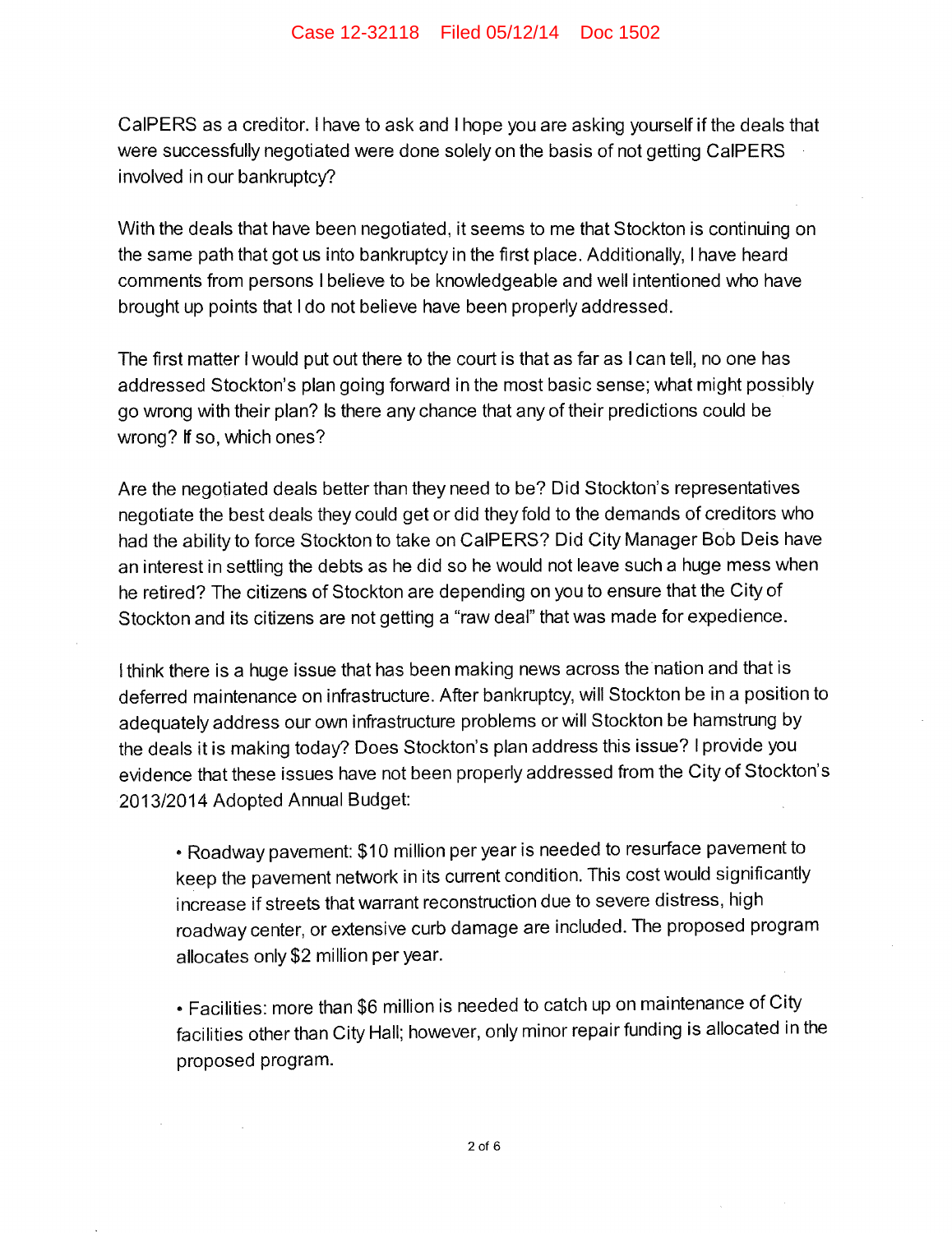CalPERS as a creditor. I have to ask and I hope you are asking yourself if the deals that were successfully negotiated were done solely on the basis of not getting CalPERS involved in our bankruptcy?

With the deals that have been negotiated, it seems to me that Stockton is continuing on the same path that got us into bankruptcy in the first place. Additionally, I have heard comments from persons I believe to be knowledgeable and well intentioned who have brought up points that I do not believe have been properly addressed.

The first matter I would put out there to the court is that as far as I can tell, no one has addressed Stockton's plan going forward in the most basic sense; what might possibly go wrong with their plan? Is there any chance that any of their predictions could be wrong? If so, which ones?

Are the negotiated deals better than they need to be? Did Stockton's representatives negotiate the best deals they could get or did they fold to the demands of creditors who had the ability to force Stockton to take on CalPERS? Did City Manager Bob Deis have an interest in settling the debts as he did so he would not leave such a huge mess when he retired? The citizens of Stockton are depending on you to ensure that the City of Stockton and its citizens are not getting a "raw deal" that was made for expedience.

I think there is a huge issue that has been making news across the nation and that is deferred maintenance on infrastructure. After bankruptcy, will Stockton be in a position to adequately address our own infrastructure problems or will Stockton be hamstrung by the deals it is making today? Does Stockton's plan address this issue? I provide you evidence that these issues have not been properly addressed from the City of Stockton's 2013/2014 Adopted Annual Budget:

- Roadway pavement: $10 million per year is needed to resurface pavement to keep the pavement network in its current condition. This cost would significantly increase if streets that warrant reconstruction due to severe distress, high roadway center, or extensive curb damage are included. The proposed program allocates only $2 million per year.

- Facilities: more than $6 million is needed to catch up on maintenance of City facilities other than City Hall; however, only minor repair funding is allocated in the proposed program.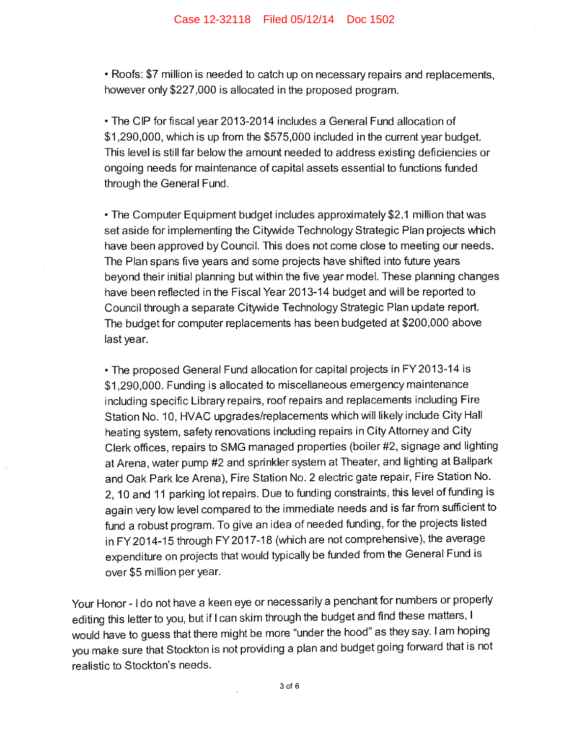- Roofs: $7 million is needed to catch up on necessary repairs and replacements, however only $227,000 is allocated in the proposed program.

- The CIP for fiscal year 2013-2014 includes a General Fund allocation of $1,290,000, which is up from the $575,000 included in the current year budget. This level is still far below the amount needed to address existing deficiencies or ongoing needs for maintenance of capital assets essential to functions funded through the General Fund.

- The Computer Equipment budget includes approximately $2.1 million that was set aside for implementing the Citywide Technology Strategic Plan projects which have been approved by Council. This does not come close to meeting our needs. The Plan spans five years and some projects have shifted into future years beyond their initial planning but within the five year model. These planning changes have been reflected in the Fiscal Year 2013-14 budget and will be reported to Council through a separate Citywide Technology Strategic Plan update report. The budget for computer replacements has been budgeted at $200,000 above last year.

- The proposed General Fund allocation for capital projects in FY 2013-14 is $1,290,000. Funding is allocated to miscellaneous emergency maintenance including specific Library repairs, roof repairs and replacements including Fire Station No. 10, HVAC upgrades/replacements which will likely include City Hall heating system, safety renovations including repairs in City Attorney and City Clerk offices, repairs to SMG managed properties (boiler #2, signage and lighting at Arena, water pump #2 and sprinkler system at Theater, and lighting at Ballpark and Oak Park Ice Arena), Fire Station No. 2 electric gate repair, Fire Station No. 2, 10 and 11 parking lot repairs. Due to funding constraints, this level of funding is again very low level compared to the immediate needs and is far from sufficient to fund a robust program. To give an idea of needed funding, for the projects listed in FY 2014-15 through FY 2017-18 (which are not comprehensive), the average expenditure on projects that would typically be funded from the General Fund is over $5 million per year.

Your Honor - I do not have a keen eye or necessarily a penchant for numbers or properly editing this letter to you, but if I can skim through the budget and find these matters, I would have to guess that there might be more "under the hood" as they say. I am hoping you make sure that Stockton is not providing a plan and budget going forward that is not realistic to Stockton's needs.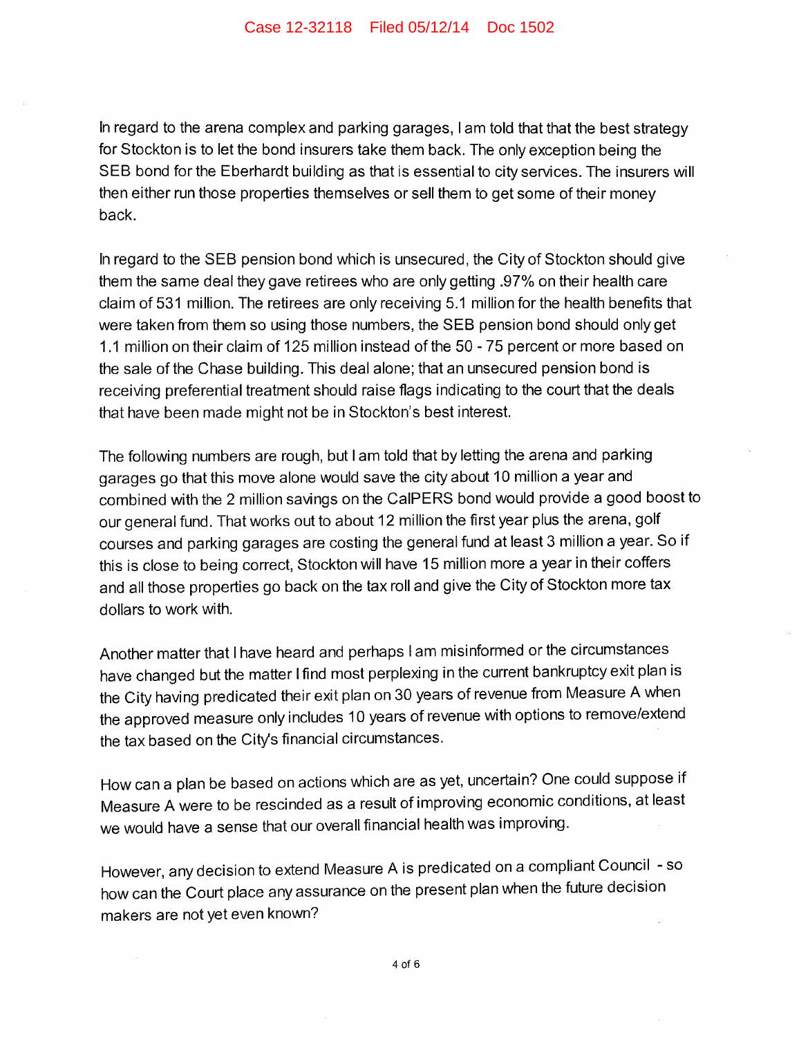In regard to the arena complex and parking garages, I am told that that the best strategy for Stockton is to let the bond insurers take them back. The only exception being the SEB bond for the Eberhardt building as that is essential to city services. The insurers will then either run those properties themselves or sell them to get some of their money back.

In regard to the SEB pension bond which is unsecured, the City of Stockton should give them the same deal they gave retirees who are only getting .97% on their health care claim of 531 million. The retirees are only receiving 5.1 million for the health benefits that were taken from them so using those numbers, the SEB pension bond should only get 1.1 million on their claim of 125 million instead of the 50 - 75 percent or more based on the sale of the Chase building. This deal alone; that an unsecured pension bond is receiving preferential treatment should raise flags indicating to the court that the deals that have been made might not be in Stockton's best interest.

The following numbers are rough, but I am told that by letting the arena and parking garages go that this move alone would save the city about 10 million a year and combined with the 2 million savings on the CalPERS bond would provide a good boost to our general fund. That works out to about 12 million the first year plus the arena, golf courses and parking garages are costing the general fund at least 3 million a year. So if this is close to being correct, Stockton will have 15 million more a year in their coffers and all those properties go back on the tax roll and give the City of Stockton more tax dollars to work with.

Another matter that I have heard and perhaps I am misinformed or the circumstances have changed but the matter I find most perplexing in the current bankruptcy exit plan is the City having predicated their exit plan on 30 years of revenue from Measure A when the approved measure only includes 10 years of revenue with options to remove/extend the tax based on the City's financial circumstances.

How can a plan be based on actions which are as yet, uncertain? One could suppose if Measure A were to be rescinded as a result of improving economic conditions, at least we would have a sense that our overall financial health was improving.

However, any decision to extend Measure A is predicated on a compliant Council - so how can the Court place any assurance on the present plan when the future decision makers are not yet even known?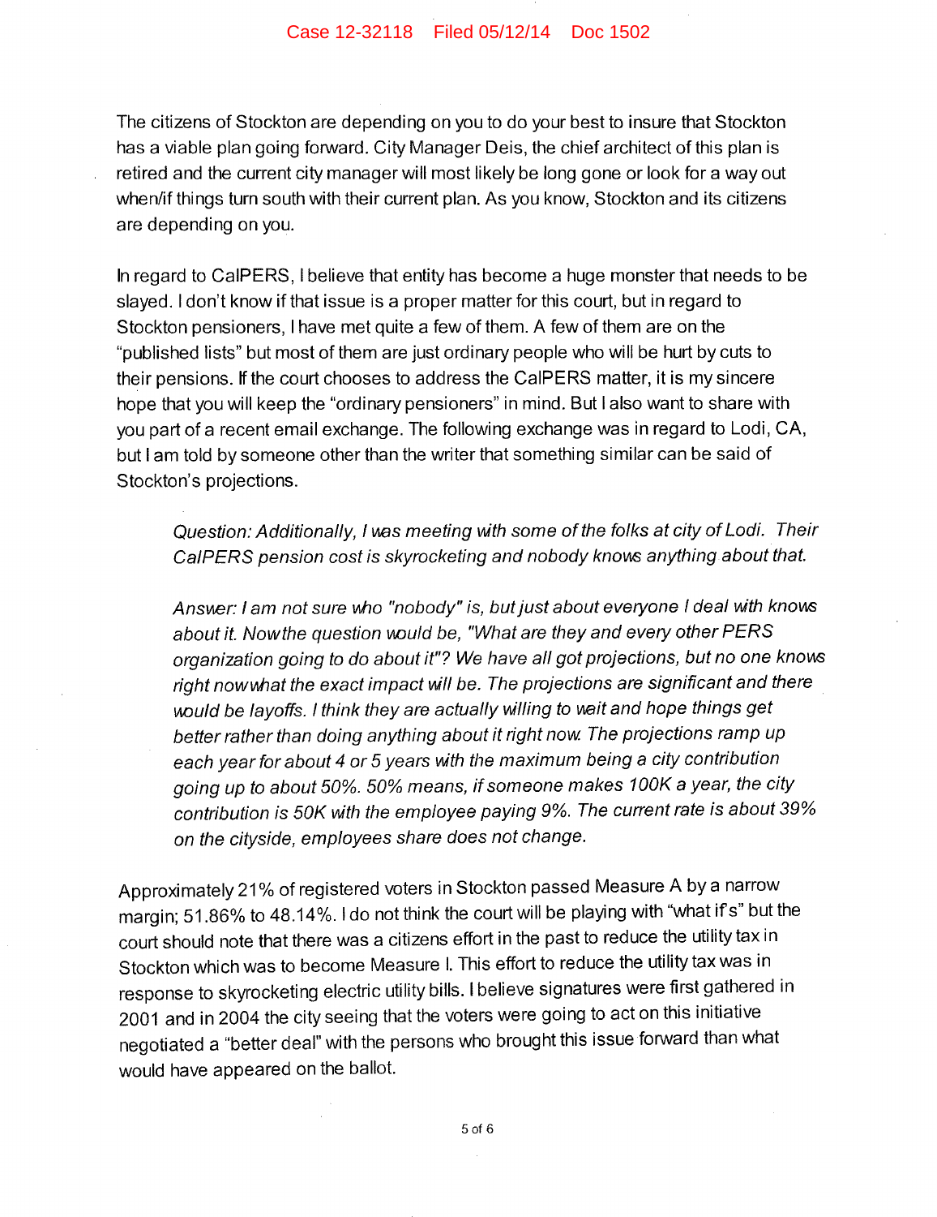The citizens of Stockton are depending on you to do your best to insure that Stockton has a viable plan going forward. City Manager Deis, the chief architect of this plan is retired and the current city manager will most likely be long gone or look for a way out when/if things turn south with their current plan. As you know, Stockton and its citizens are depending on you.

In regard to CalPERS, I believe that entity has become a huge monster that needs to be slayed. I don't know if that issue is a proper matter for this court, but in regard to Stockton pensioners, I have met quite a few of them. A few of them are on the "published lists" but most of them are just ordinary people who will be hurt by cuts to their pensions. If the court chooses to address the CalPERS matter, it is my sincere hope that you will keep the "ordinary pensioners" in mind. But I also want to share with you part of a recent email exchange. The following exchange was in regard to Lodi, CA, but I am told by someone other than the writer that something similar can be said of Stockton's projections.

> *Question: Additionally, I was meeting with some of the folks at city of Lodi. Their CalPERS pension cost is skyrocketing and nobody knows anything about that.*
>
> *Answer: I am not sure who "nobody" is, but just about everyone I deal with knows about it. Now the question would be, "What are they and every other PERS organization going to do about it"? We have all got projections, but no one knows right now what the exact impact will be. The projections are significant and there would be layoffs. I think they are actually willing to wait and hope things get better rather than doing anything about it right now. The projections ramp up each year for about 4 or 5 years with the maximum being a city contribution going up to about 50%. 50% means, if someone makes 100K a year, the city contribution is 50K with the employee paying 9%. The current rate is about 39% on the cityside, employees share does not change.*

Approximately 21% of registered voters in Stockton passed Measure A by a narrow margin; 51.86% to 48.14%. I do not think the court will be playing with "what if's" but the court should note that there was a citizens effort in the past to reduce the utility tax in Stockton which was to become Measure I. This effort to reduce the utility tax was in response to skyrocketing electric utility bills. I believe signatures were first gathered in 2001 and in 2004 the city seeing that the voters were going to act on this initiative negotiated a "better deal" with the persons who brought this issue forward than what would have appeared on the ballot.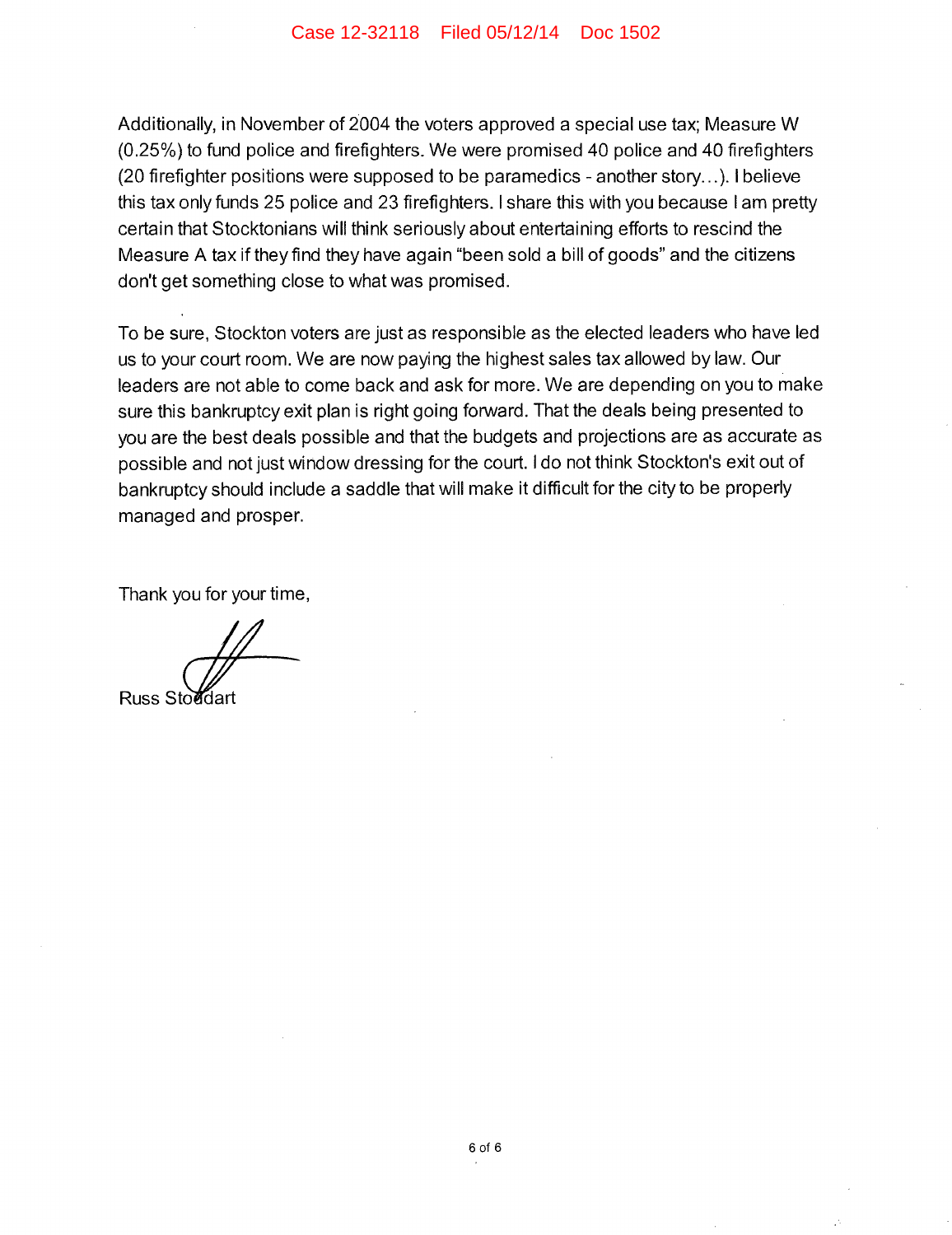Additionally, in November of 2004 the voters approved a special use tax; Measure W (0.25%) to fund police and firefighters. We were promised 40 police and 40 firefighters (20 firefighter positions were supposed to be paramedics - another story…). I believe this tax only funds 25 police and 23 firefighters. I share this with you because I am pretty certain that Stocktonians will think seriously about entertaining efforts to rescind the Measure A tax if they find they have again "been sold a bill of goods" and the citizens don't get something close to what was promised.

To be sure, Stockton voters are just as responsible as the elected leaders who have led us to your court room. We are now paying the highest sales tax allowed by law. Our leaders are not able to come back and ask for more. We are depending on you to make sure this bankruptcy exit plan is right going forward. That the deals being presented to you are the best deals possible and that the budgets and projections are as accurate as possible and not just window dressing for the court. I do not think Stockton's exit out of bankruptcy should include a saddle that will make it difficult for the city to be properly managed and prosper.

Thank you for your time,

Russ Stoddart